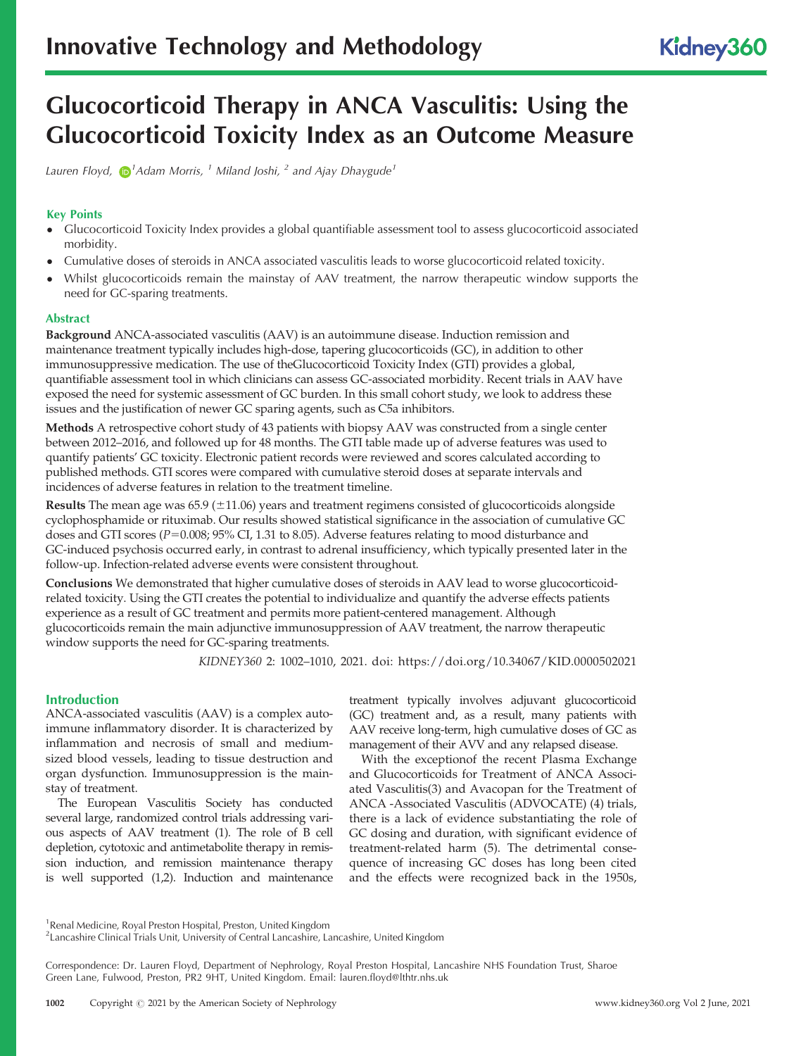Innovative Technology and Methodology

# Glucocorticoid Therapy in ANCA Vasculitis: Using the Glucocorticoid Toxicity Index as an Outcome Measure

*Lauren Floyd, [1] Adam Morris, [1] Miland Joshi, [2] and Ajay Dhaygude[1]*

## Key Points

- Glucocorticoid Toxicity Index provides a global quantifiable assessment tool to assess glucocorticoid associated morbidity.
- Cumulative doses of steroids in ANCA associated vasculitis leads to worse glucocorticoid related toxicity.
- Whilst glucocorticoids remain the mainstay of AAV treatment, the narrow therapeutic window supports the need for GC-sparing treatments.

## Abstract

**Background** ANCA-associated vasculitis (AAV) is an autoimmune disease. Induction remission and maintenance treatment typically includes high-dose, tapering glucocorticoids (GC), in addition to other immunosuppressive medication. The use of theGlucocorticoid Toxicity Index (GTI) provides a global, quantifiable assessment tool in which clinicians can assess GC-associated morbidity. Recent trials in AAV have exposed the need for systemic assessment of GC burden. In this small cohort study, we look to address these issues and the justification of newer GC sparing agents, such as C5a inhibitors.

**Methods** A retrospective cohort study of 43 patients with biopsy AAV was constructed from a single center between 2012–2016, and followed up for 48 months. The GTI table made up of adverse features was used to quantify patients' GC toxicity. Electronic patient records were reviewed and scores calculated according to published methods. GTI scores were compared with cumulative steroid doses at separate intervals and incidences of adverse features in relation to the treatment timeline.

**Results** The mean age was 65.9 ($\pm$11.06) years and treatment regimens consisted of glucocorticoids alongside cyclophosphamide or rituximab. Our results showed statistical significance in the association of cumulative GC doses and GTI scores ($P=0.008$; 95% CI, 1.31 to 8.05). Adverse features relating to mood disturbance and GC-induced psychosis occurred early, in contrast to adrenal insufficiency, which typically presented later in the follow-up. Infection-related adverse events were consistent throughout.

**Conclusions** We demonstrated that higher cumulative doses of steroids in AAV lead to worse glucocorticoid-related toxicity. Using the GTI creates the potential to individualize and quantify the adverse effects patients experience as a result of GC treatment and permits more patient-centered management. Although glucocorticoids remain the main adjunctive immunosuppression of AAV treatment, the narrow therapeutic window supports the need for GC-sparing treatments.

*KIDNEY360* 2: 1002–1010, 2021. doi: https://doi.org/10.34067/KID.0000502021

## Introduction

ANCA-associated vasculitis (AAV) is a complex autoimmune inflammatory disorder. It is characterized by inflammation and necrosis of small and medium-sized blood vessels, leading to tissue destruction and organ dysfunction. Immunosuppression is the mainstay of treatment.

The European Vasculitis Society has conducted several large, randomized control trials addressing various aspects of AAV treatment (1). The role of B cell depletion, cytotoxic and antimetabolite therapy in remission induction, and remission maintenance therapy is well supported (1,2). Induction and maintenance treatment typically involves adjuvant glucocorticoid (GC) treatment and, as a result, many patients with AAV receive long-term, high cumulative doses of GC as management of their AVV and any relapsed disease.

With the exceptionof the recent Plasma Exchange and Glucocorticoids for Treatment of ANCA Associated Vasculitis(3) and Avacopan for the Treatment of ANCA -Associated Vasculitis (ADVOCATE) (4) trials, there is a lack of evidence substantiating the role of GC dosing and duration, with significant evidence of treatment-related harm (5). The detrimental consequence of increasing GC doses has long been cited and the effects were recognized back in the 1950s,

[1]Renal Medicine, Royal Preston Hospital, Preston, United Kingdom
[2]Lancashire Clinical Trials Unit, University of Central Lancashire, Lancashire, United Kingdom

Correspondence: Dr. Lauren Floyd, Department of Nephrology, Royal Preston Hospital, Lancashire NHS Foundation Trust, Sharoe Green Lane, Fulwood, Preston, PR2 9HT, United Kingdom. Email: lauren.floyd@lthtr.nhs.uk

Copyright © 2021 by the American Society of Nephrology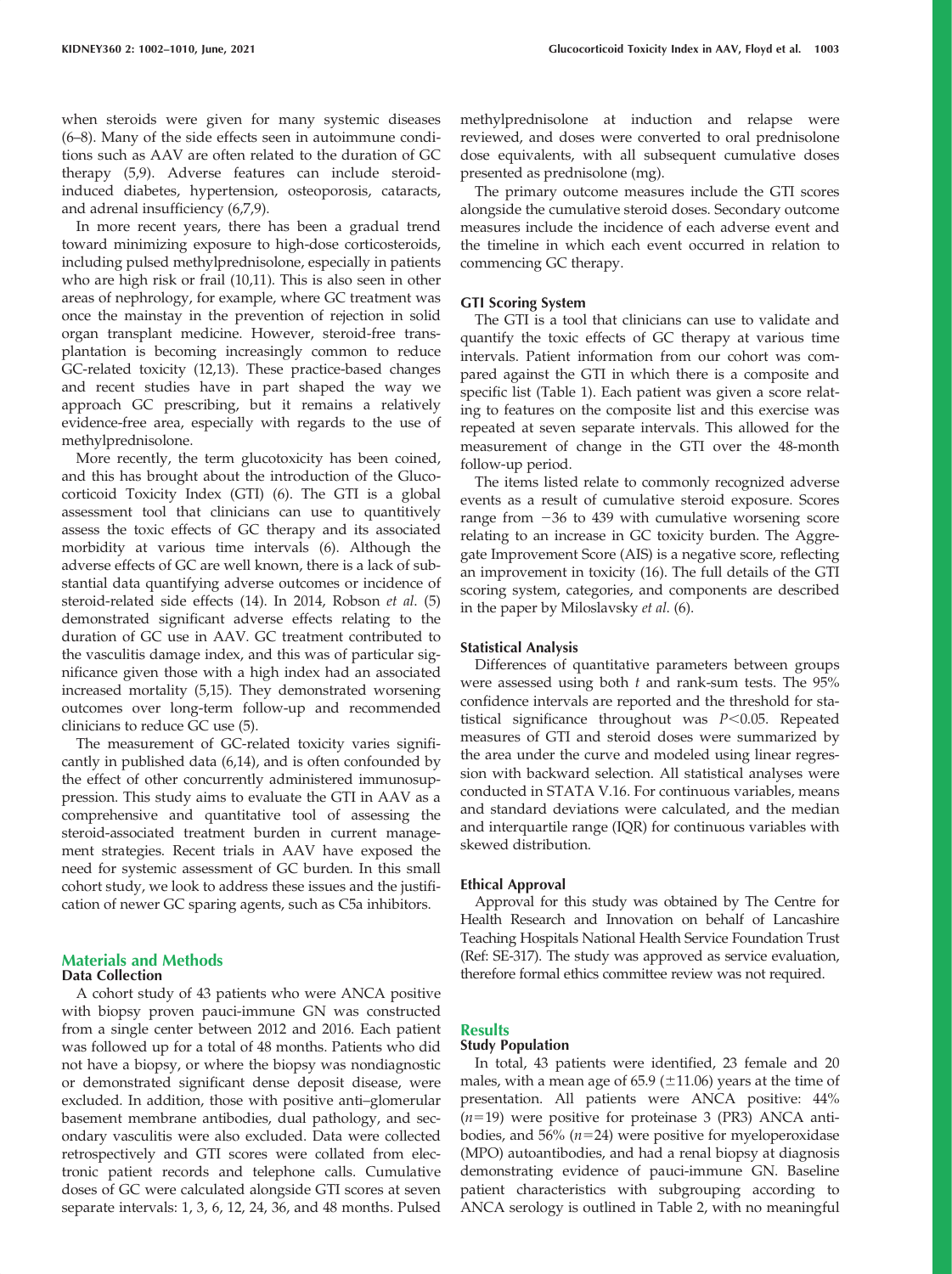when steroids were given for many systemic diseases (6–8). Many of the side effects seen in autoimmune conditions such as AAV are often related to the duration of GC therapy (5,9). Adverse features can include steroid-induced diabetes, hypertension, osteoporosis, cataracts, and adrenal insufficiency (6,7,9).

In more recent years, there has been a gradual trend toward minimizing exposure to high-dose corticosteroids, including pulsed methylprednisolone, especially in patients who are high risk or frail (10,11). This is also seen in other areas of nephrology, for example, where GC treatment was once the mainstay in the prevention of rejection in solid organ transplant medicine. However, steroid-free transplantation is becoming increasingly common to reduce GC-related toxicity (12,13). These practice-based changes and recent studies have in part shaped the way we approach GC prescribing, but it remains a relatively evidence-free area, especially with regards to the use of methylprednisolone.

More recently, the term glucotoxicity has been coined, and this has brought about the introduction of the Glucocorticoid Toxicity Index (GTI) (6). The GTI is a global assessment tool that clinicians can use to quantitively assess the toxic effects of GC therapy and its associated morbidity at various time intervals (6). Although the adverse effects of GC are well known, there is a lack of substantial data quantifying adverse outcomes or incidence of steroid-related side effects (14). In 2014, Robson *et al.* (5) demonstrated significant adverse effects relating to the duration of GC use in AAV. GC treatment contributed to the vasculitis damage index, and this was of particular significance given those with a high index had an associated increased mortality (5,15). They demonstrated worsening outcomes over long-term follow-up and recommended clinicians to reduce GC use (5).

The measurement of GC-related toxicity varies significantly in published data (6,14), and is often confounded by the effect of other concurrently administered immunosuppression. This study aims to evaluate the GTI in AAV as a comprehensive and quantitative tool of assessing the steroid-associated treatment burden in current management strategies. Recent trials in AAV have exposed the need for systemic assessment of GC burden. In this small cohort study, we look to address these issues and the justification of newer GC sparing agents, such as C5a inhibitors.

## Materials and Methods

### Data Collection

A cohort study of 43 patients who were ANCA positive with biopsy proven pauci-immune GN was constructed from a single center between 2012 and 2016. Each patient was followed up for a total of 48 months. Patients who did not have a biopsy, or where the biopsy was nondiagnostic or demonstrated significant dense deposit disease, were excluded. In addition, those with positive anti–glomerular basement membrane antibodies, dual pathology, and secondary vasculitis were also excluded. Data were collected retrospectively and GTI scores were collated from electronic patient records and telephone calls. Cumulative doses of GC were calculated alongside GTI scores at seven separate intervals: 1, 3, 6, 12, 24, 36, and 48 months. Pulsed methylprednisolone at induction and relapse were reviewed, and doses were converted to oral prednisolone dose equivalents, with all subsequent cumulative doses presented as prednisolone (mg).

The primary outcome measures include the GTI scores alongside the cumulative steroid doses. Secondary outcome measures include the incidence of each adverse event and the timeline in which each event occurred in relation to commencing GC therapy.

### GTI Scoring System

The GTI is a tool that clinicians can use to validate and quantify the toxic effects of GC therapy at various time intervals. Patient information from our cohort was compared against the GTI in which there is a composite and specific list (Table 1). Each patient was given a score relating to features on the composite list and this exercise was repeated at seven separate intervals. This allowed for the measurement of change in the GTI over the 48-month follow-up period.

The items listed relate to commonly recognized adverse events as a result of cumulative steroid exposure. Scores range from −36 to 439 with cumulative worsening score relating to an increase in GC toxicity burden. The Aggregate Improvement Score (AIS) is a negative score, reflecting an improvement in toxicity (16). The full details of the GTI scoring system, categories, and components are described in the paper by Miloslavsky *et al.* (6).

### Statistical Analysis

Differences of quantitative parameters between groups were assessed using both *t* and rank-sum tests. The 95% confidence intervals are reported and the threshold for statistical significance throughout was $P<0.05$. Repeated measures of GTI and steroid doses were summarized by the area under the curve and modeled using linear regression with backward selection. All statistical analyses were conducted in STATA V.16. For continuous variables, means and standard deviations were calculated, and the median and interquartile range (IQR) for continuous variables with skewed distribution.

### Ethical Approval

Approval for this study was obtained by The Centre for Health Research and Innovation on behalf of Lancashire Teaching Hospitals National Health Service Foundation Trust (Ref: SE-317). The study was approved as service evaluation, therefore formal ethics committee review was not required.

## Results

### Study Population

In total, 43 patients were identified, 23 female and 20 males, with a mean age of 65.9 (±11.06) years at the time of presentation. All patients were ANCA positive: 44% ($n$=19) were positive for proteinase 3 (PR3) ANCA antibodies, and 56% ($n$=24) were positive for myeloperoxidase (MPO) autoantibodies, and had a renal biopsy at diagnosis demonstrating evidence of pauci-immune GN. Baseline patient characteristics with subgrouping according to ANCA serology is outlined in Table 2, with no meaningful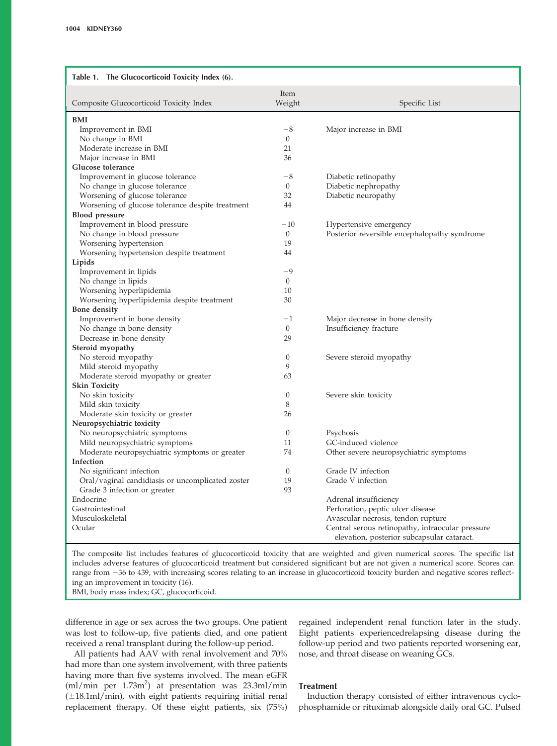**Table 1. The Glucocorticoid Toxicity Index (6).**

| Composite Glucocorticoid Toxicity Index | Item Weight | Specific List |
|---|---|---|
| **BMI** | | |
| Improvement in BMI | −8 | Major increase in BMI |
| No change in BMI | 0 | |
| Moderate increase in BMI | 21 | |
| Major increase in BMI | 36 | |
| **Glucose tolerance** | | |
| Improvement in glucose tolerance | −8 | Diabetic retinopathy |
| No change in glucose tolerance | 0 | Diabetic nephropathy |
| Worsening of glucose tolerance | 32 | Diabetic neuropathy |
| Worsening of glucose tolerance despite treatment | 44 | |
| **Blood pressure** | | |
| Improvement in blood pressure | −10 | Hypertensive emergency |
| No change in blood pressure | 0 | Posterior reversible encephalopathy syndrome |
| Worsening hypertension | 19 | |
| Worsening hypertension despite treatment | 44 | |
| **Lipids** | | |
| Improvement in lipids | −9 | |
| No change in lipids | 0 | |
| Worsening hyperlipidemia | 10 | |
| Worsening hyperlipidemia despite treatment | 30 | |
| **Bone density** | | |
| Improvement in bone density | −1 | Major decrease in bone density |
| No change in bone density | 0 | Insufficiency fracture |
| Decrease in bone density | 29 | |
| **Steroid myopathy** | | |
| No steroid myopathy | 0 | Severe steroid myopathy |
| Mild steroid myopathy | 9 | |
| Moderate steroid myopathy or greater | 63 | |
| **Skin Toxicity** | | |
| No skin toxicity | 0 | Severe skin toxicity |
| Mild skin toxicity | 8 | |
| Moderate skin toxicity or greater | 26 | |
| **Neuropsychiatric toxicity** | | |
| No neuropsychiatric symptoms | 0 | Psychosis |
| Mild neuropsychiatric symptoms | 11 | GC-induced violence |
| Moderate neuropsychiatric symptoms or greater | 74 | Other severe neuropsychiatric symptoms |
| **Infection** | | |
| No significant infection | 0 | Grade IV infection |
| Oral/vaginal candidiasis or uncomplicated zoster | 19 | Grade V infection |
| Grade 3 infection or greater | 93 | |
| Endocrine | | Adrenal insufficiency |
| Gastrointestinal | | Perforation, peptic ulcer disease |
| Musculoskeletal | | Avascular necrosis, tendon rupture |
| Ocular | | Central serous retinopathy, intraocular pressure elevation, posterior subcapsular cataract. |

The composite list includes features of glucocorticoid toxicity that are weighted and given numerical scores. The specific list includes adverse features of glucocorticoid treatment but considered significant but are not given a numerical score. Scores can range from −36 to 439, with increasing scores relating to an increase in glucocorticoid toxicity burden and negative scores reflecting an improvement in toxicity (16).
BMI, body mass index; GC, glucocorticoid.

difference in age or sex across the two groups. One patient was lost to follow-up, five patients died, and one patient received a renal transplant during the follow-up period.

All patients had AAV with renal involvement and 70% had more than one system involvement, with three patients having more than five systems involved. The mean eGFR (ml/min per 1.73m$^2$) at presentation was 23.3ml/min (±18.1ml/min), with eight patients requiring initial renal replacement therapy. Of these eight patients, six (75%) regained independent renal function later in the study. Eight patients experiencedrelapsing disease during the follow-up period and two patients reported worsening ear, nose, and throat disease on weaning GCs.

### Treatment

Induction therapy consisted of either intravenous cyclophosphamide or rituximab alongside daily oral GC. Pulsed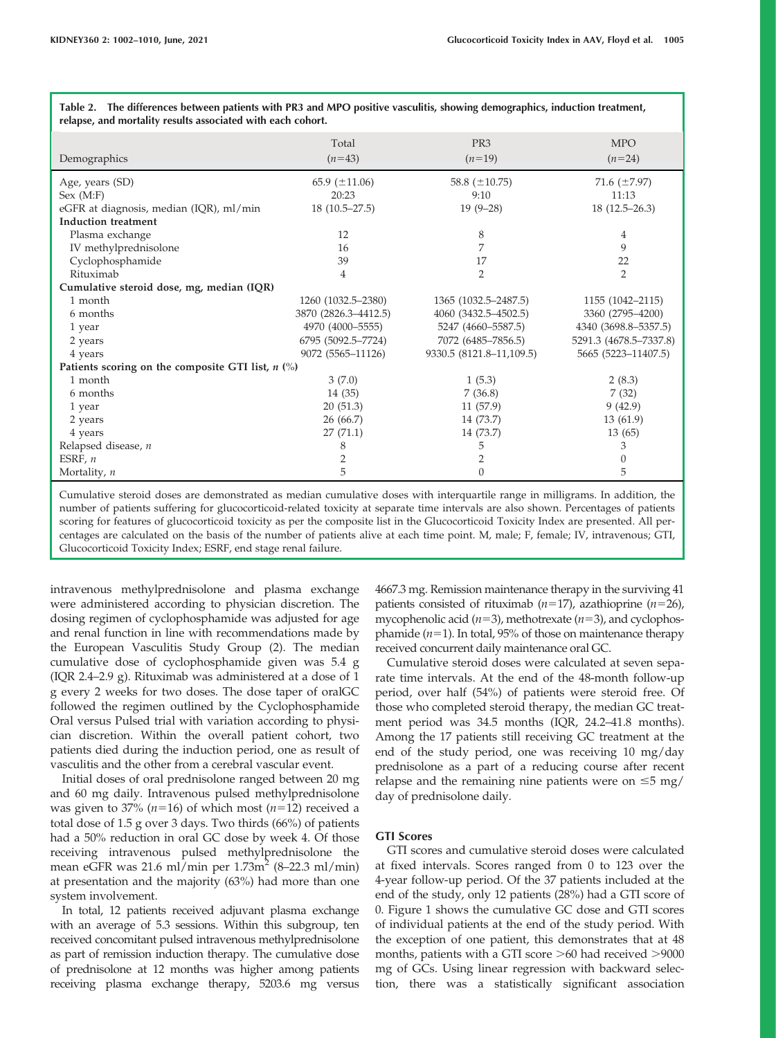Table 2. The differences between patients with PR3 and MPO positive vasculitis, showing demographics, induction treatment, relapse, and mortality results associated with each cohort.

| Demographics | Total (n=43) | PR3 (n=19) | MPO (n=24) |
|---|---|---|---|
| Age, years (SD) | 65.9 (±11.06) | 58.8 (±10.75) | 71.6 (±7.97) |
| Sex (M:F) | 20:23 | 9:10 | 11:13 |
| eGFR at diagnosis, median (IQR), ml/min | 18 (10.5–27.5) | 19 (9–28) | 18 (12.5–26.3) |
| **Induction treatment** | | | |
| Plasma exchange | 12 | 8 | 4 |
| IV methylprednisolone | 16 | 7 | 9 |
| Cyclophosphamide | 39 | 17 | 22 |
| Rituximab | 4 | 2 | 2 |
| **Cumulative steroid dose, mg, median (IQR)** | | | |
| 1 month | 1260 (1032.5–2380) | 1365 (1032.5–2487.5) | 1155 (1042–2115) |
| 6 months | 3870 (2826.3–4412.5) | 4060 (3432.5–4502.5) | 3360 (2795–4200) |
| 1 year | 4970 (4000–5555) | 5247 (4660–5587.5) | 4340 (3698.8–5357.5) |
| 2 years | 6795 (5092.5–7724) | 7072 (6485–7856.5) | 5291.3 (4678.5–7337.8) |
| 4 years | 9072 (5565–11126) | 9330.5 (8121.8–11,109.5) | 5665 (5223–11407.5) |
| **Patients scoring on the composite GTI list, n (%)** | | | |
| 1 month | 3 (7.0) | 1 (5.3) | 2 (8.3) |
| 6 months | 14 (35) | 7 (36.8) | 7 (32) |
| 1 year | 20 (51.3) | 11 (57.9) | 9 (42.9) |
| 2 years | 26 (66.7) | 14 (73.7) | 13 (61.9) |
| 4 years | 27 (71.1) | 14 (73.7) | 13 (65) |
| Relapsed disease, n | 8 | 5 | 3 |
| ESRF, n | 2 | 2 | 0 |
| Mortality, n | 5 | 0 | 5 |

Cumulative steroid doses are demonstrated as median cumulative doses with interquartile range in milligrams. In addition, the number of patients suffering for glucocorticoid-related toxicity at separate time intervals are also shown. Percentages of patients scoring for features of glucocorticoid toxicity as per the composite list in the Glucocorticoid Toxicity Index are presented. All percentages are calculated on the basis of the number of patients alive at each time point. M, male; F, female; IV, intravenous; GTI, Glucocorticoid Toxicity Index; ESRF, end stage renal failure.

intravenous methylprednisolone and plasma exchange were administered according to physician discretion. The dosing regimen of cyclophosphamide was adjusted for age and renal function in line with recommendations made by the European Vasculitis Study Group (2). The median cumulative dose of cyclophosphamide given was 5.4 g (IQR 2.4–2.9 g). Rituximab was administered at a dose of 1 g every 2 weeks for two doses. The dose taper of oralGC followed the regimen outlined by the Cyclophosphamide Oral versus Pulsed trial with variation according to physician discretion. Within the overall patient cohort, two patients died during the induction period, one as result of vasculitis and the other from a cerebral vascular event.

Initial doses of oral prednisolone ranged between 20 mg and 60 mg daily. Intravenous pulsed methylprednisolone was given to 37% (n=16) of which most (n=12) received a total dose of 1.5 g over 3 days. Two thirds (66%) of patients had a 50% reduction in oral GC dose by week 4. Of those receiving intravenous pulsed methylprednisolone the mean eGFR was 21.6 ml/min per 1.73m$^2$ (8–22.3 ml/min) at presentation and the majority (63%) had more than one system involvement.

In total, 12 patients received adjuvant plasma exchange with an average of 5.3 sessions. Within this subgroup, ten received concomitant pulsed intravenous methylprednisolone as part of remission induction therapy. The cumulative dose of prednisolone at 12 months was higher among patients receiving plasma exchange therapy, 5203.6 mg versus 4667.3 mg. Remission maintenance therapy in the surviving 41 patients consisted of rituximab (n=17), azathioprine (n=26), mycophenolic acid (n=3), methotrexate (n=3), and cyclophosphamide (n=1). In total, 95% of those on maintenance therapy received concurrent daily maintenance oral GC.

Cumulative steroid doses were calculated at seven separate time intervals. At the end of the 48-month follow-up period, over half (54%) of patients were steroid free. Of those who completed steroid therapy, the median GC treatment period was 34.5 months (IQR, 24.2–41.8 months). Among the 17 patients still receiving GC treatment at the end of the study period, one was receiving 10 mg/day prednisolone as a part of a reducing course after recent relapse and the remaining nine patients were on ≤5 mg/day of prednisolone daily.

### GTI Scores

GTI scores and cumulative steroid doses were calculated at fixed intervals. Scores ranged from 0 to 123 over the 4-year follow-up period. Of the 37 patients included at the end of the study, only 12 patients (28%) had a GTI score of 0. Figure 1 shows the cumulative GC dose and GTI scores of individual patients at the end of the study period. With the exception of one patient, this demonstrates that at 48 months, patients with a GTI score >60 had received >9000 mg of GCs. Using linear regression with backward selection, there was a statistically significant association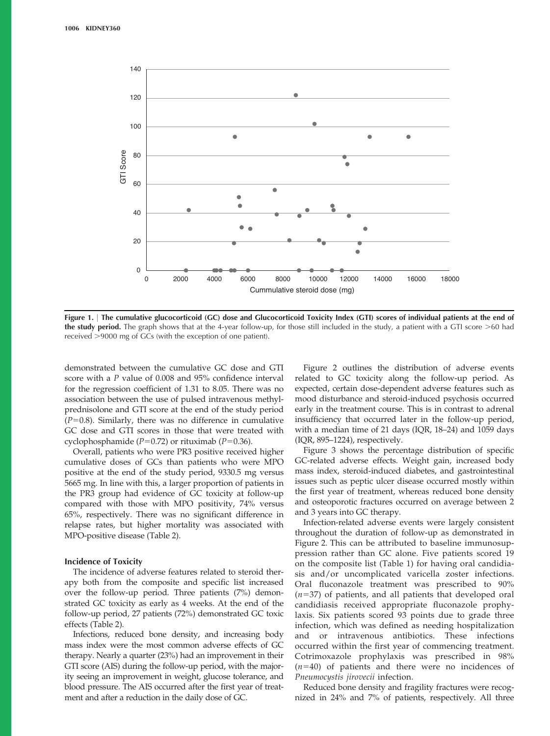Figure 1. | **The cumulative glucocorticoid (GC) dose and Glucocorticoid Toxicity Index (GTI) scores of individual patients at the end of the study period.** The graph shows that at the 4-year follow-up, for those still included in the study, a patient with a GTI score >60 had received >9000 mg of GCs (with the exception of one patient).

demonstrated between the cumulative GC dose and GTI score with a *P* value of 0.008 and 95% confidence interval for the regression coefficient of 1.31 to 8.05. There was no association between the use of pulsed intravenous methylprednisolone and GTI score at the end of the study period ($P$=0.8). Similarly, there was no difference in cumulative GC dose and GTI scores in those that were treated with cyclophosphamide ($P$=0.72) or rituximab ($P$=0.36).

Overall, patients who were PR3 positive received higher cumulative doses of GCs than patients who were MPO positive at the end of the study period, 9330.5 mg versus 5665 mg. In line with this, a larger proportion of patients in the PR3 group had evidence of GC toxicity at follow-up compared with those with MPO positivity, 74% versus 65%, respectively. There was no significant difference in relapse rates, but higher mortality was associated with MPO-positive disease (Table 2).

### Incidence of Toxicity

The incidence of adverse features related to steroid therapy both from the composite and specific list increased over the follow-up period. Three patients (7%) demonstrated GC toxicity as early as 4 weeks. At the end of the follow-up period, 27 patients (72%) demonstrated GC toxic effects (Table 2).

Infections, reduced bone density, and increasing body mass index were the most common adverse effects of GC therapy. Nearly a quarter (23%) had an improvement in their GTI score (AIS) during the follow-up period, with the majority seeing an improvement in weight, glucose tolerance, and blood pressure. The AIS occurred after the first year of treatment and after a reduction in the daily dose of GC.

Figure 2 outlines the distribution of adverse events related to GC toxicity along the follow-up period. As expected, certain dose-dependent adverse features such as mood disturbance and steroid-induced psychosis occurred early in the treatment course. This is in contrast to adrenal insufficiency that occurred later in the follow-up period, with a median time of 21 days (IQR, 18–24) and 1059 days (IQR, 895–1224), respectively.

Figure 3 shows the percentage distribution of specific GC-related adverse effects. Weight gain, increased body mass index, steroid-induced diabetes, and gastrointestinal issues such as peptic ulcer disease occurred mostly within the first year of treatment, whereas reduced bone density and osteoporotic fractures occurred on average between 2 and 3 years into GC therapy.

Infection-related adverse events were largely consistent throughout the duration of follow-up as demonstrated in Figure 2. This can be attributed to baseline immunosuppression rather than GC alone. Five patients scored 19 on the composite list (Table 1) for having oral candidiasis and/or uncomplicated varicella zoster infections. Oral fluconazole treatment was prescribed to 90% ($n$=37) of patients, and all patients that developed oral candidiasis received appropriate fluconazole prophylaxis. Six patients scored 93 points due to grade three infection, which was defined as needing hospitalization and or intravenous antibiotics. These infections occurred within the first year of commencing treatment. Cotrimoxazole prophylaxis was prescribed in 98% ($n$=40) of patients and there were no incidences of *Pneumocystis jirovecii* infection.

Reduced bone density and fragility fractures were recognized in 24% and 7% of patients, respectively. All three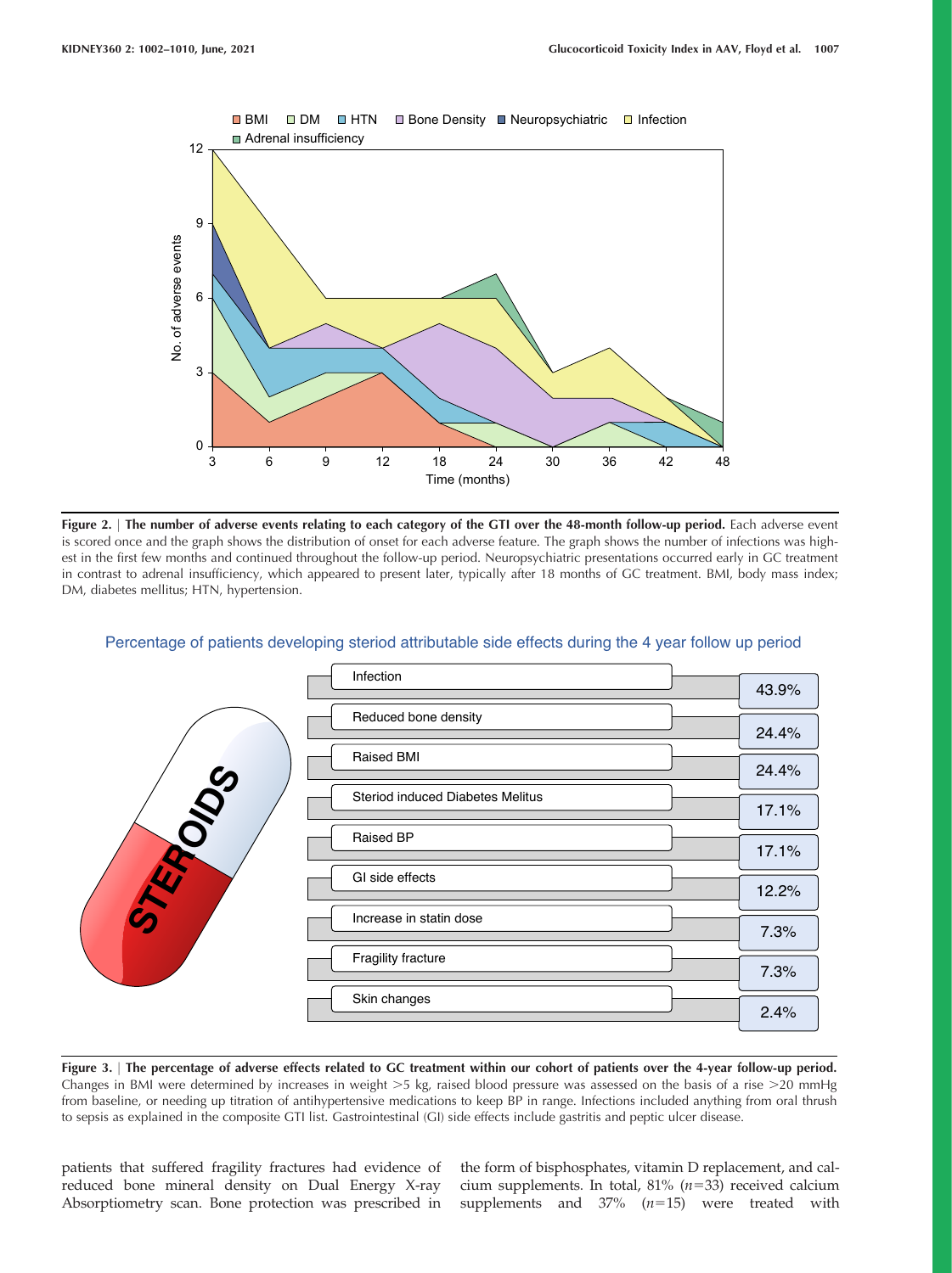Figure 2. | **The number of adverse events relating to each category of the GTI over the 48-month follow-up period.** Each adverse event is scored once and the graph shows the distribution of onset for each adverse feature. The graph shows the number of infections was highest in the first few months and continued throughout the follow-up period. Neuropsychiatric presentations occurred early in GC treatment in contrast to adrenal insufficiency, which appeared to present later, typically after 18 months of GC treatment. BMI, body mass index; DM, diabetes mellitus; HTN, hypertension.

Figure 3. | **The percentage of adverse effects related to GC treatment within our cohort of patients over the 4-year follow-up period.** Changes in BMI were determined by increases in weight >5 kg, raised blood pressure was assessed on the basis of a rise >20 mmHg from baseline, or needing up titration of antihypertensive medications to keep BP in range. Infections included anything from oral thrush to sepsis as explained in the composite GTI list. Gastrointestinal (GI) side effects include gastritis and peptic ulcer disease.

patients that suffered fragility fractures had evidence of reduced bone mineral density on Dual Energy X-ray Absorptiometry scan. Bone protection was prescribed in the form of bisphosphates, vitamin D replacement, and calcium supplements. In total, 81% ($n$=33) received calcium supplements and 37% ($n$=15) were treated with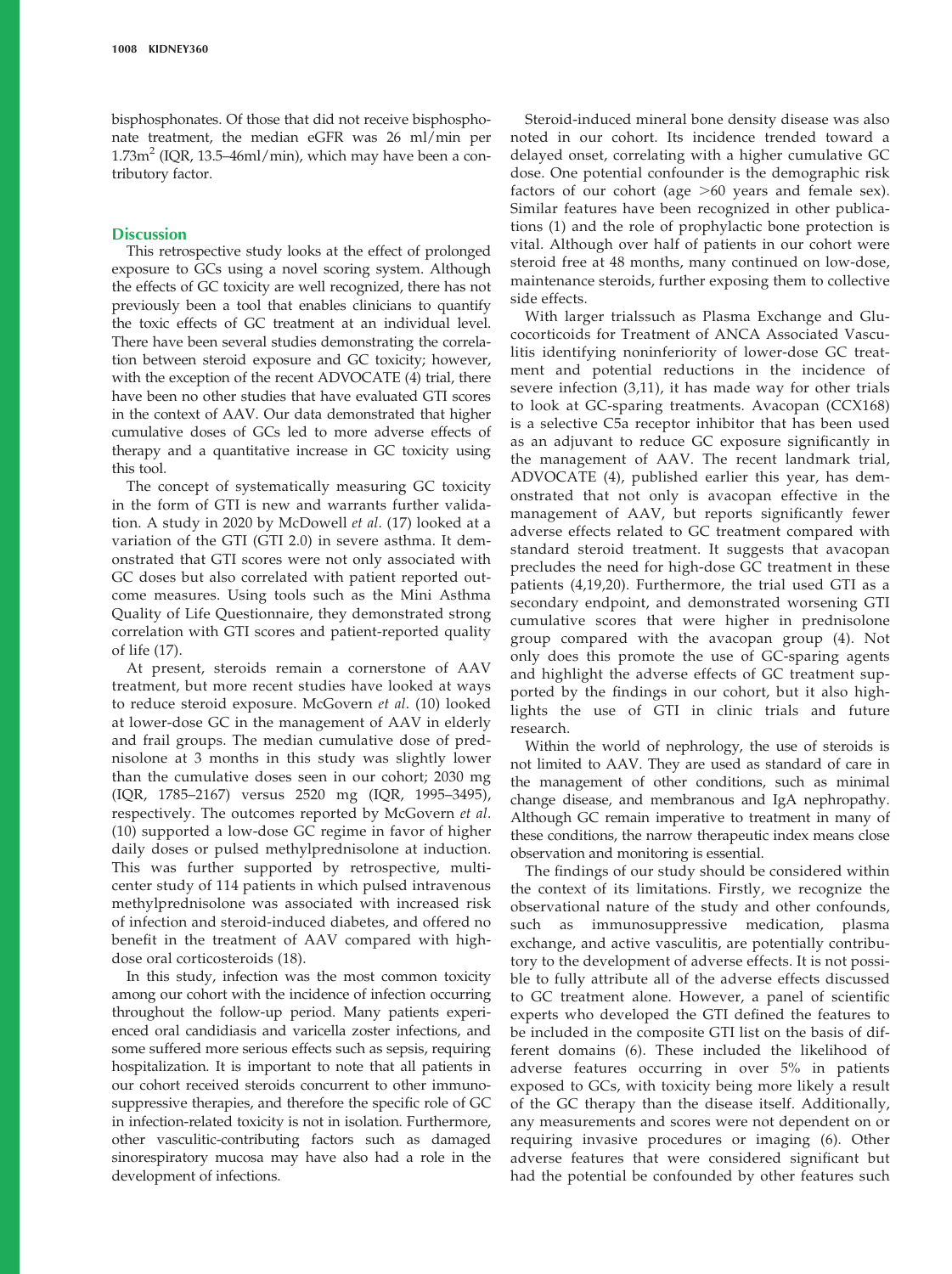bisphosphonates. Of those that did not receive bisphosphonate treatment, the median eGFR was 26 ml/min per $1.73m^2$ (IQR, 13.5–46ml/min), which may have been a contributory factor.

## Discussion

This retrospective study looks at the effect of prolonged exposure to GCs using a novel scoring system. Although the effects of GC toxicity are well recognized, there has not previously been a tool that enables clinicians to quantify the toxic effects of GC treatment at an individual level. There have been several studies demonstrating the correlation between steroid exposure and GC toxicity; however, with the exception of the recent ADVOCATE (4) trial, there have been no other studies that have evaluated GTI scores in the context of AAV. Our data demonstrated that higher cumulative doses of GCs led to more adverse effects of therapy and a quantitative increase in GC toxicity using this tool.

The concept of systematically measuring GC toxicity in the form of GTI is new and warrants further validation. A study in 2020 by McDowell *et al*. (17) looked at a variation of the GTI (GTI 2.0) in severe asthma. It demonstrated that GTI scores were not only associated with GC doses but also correlated with patient reported outcome measures. Using tools such as the Mini Asthma Quality of Life Questionnaire, they demonstrated strong correlation with GTI scores and patient-reported quality of life (17).

At present, steroids remain a cornerstone of AAV treatment, but more recent studies have looked at ways to reduce steroid exposure. McGovern *et al*. (10) looked at lower-dose GC in the management of AAV in elderly and frail groups. The median cumulative dose of prednisolone at 3 months in this study was slightly lower than the cumulative doses seen in our cohort; 2030 mg (IQR, 1785–2167) versus 2520 mg (IQR, 1995–3495), respectively. The outcomes reported by McGovern *et al*. (10) supported a low-dose GC regime in favor of higher daily doses or pulsed methylprednisolone at induction. This was further supported by retrospective, multicenter study of 114 patients in which pulsed intravenous methylprednisolone was associated with increased risk of infection and steroid-induced diabetes, and offered no benefit in the treatment of AAV compared with high-dose oral corticosteroids (18).

In this study, infection was the most common toxicity among our cohort with the incidence of infection occurring throughout the follow-up period. Many patients experienced oral candidiasis and varicella zoster infections, and some suffered more serious effects such as sepsis, requiring hospitalization. It is important to note that all patients in our cohort received steroids concurrent to other immunosuppressive therapies, and therefore the specific role of GC in infection-related toxicity is not in isolation. Furthermore, other vasculitic-contributing factors such as damaged sinorespiratory mucosa may have also had a role in the development of infections.

Steroid-induced mineral bone density disease was also noted in our cohort. Its incidence trended toward a delayed onset, correlating with a higher cumulative GC dose. One potential confounder is the demographic risk factors of our cohort (age >60 years and female sex). Similar features have been recognized in other publications (1) and the role of prophylactic bone protection is vital. Although over half of patients in our cohort were steroid free at 48 months, many continued on low-dose, maintenance steroids, further exposing them to collective side effects.

With larger trialssuch as Plasma Exchange and Glucocorticoids for Treatment of ANCA Associated Vasculitis identifying noninferiority of lower-dose GC treatment and potential reductions in the incidence of severe infection (3,11), it has made way for other trials to look at GC-sparing treatments. Avacopan (CCX168) is a selective C5a receptor inhibitor that has been used as an adjuvant to reduce GC exposure significantly in the management of AAV. The recent landmark trial, ADVOCATE (4), published earlier this year, has demonstrated that not only is avacopan effective in the management of AAV, but reports significantly fewer adverse effects related to GC treatment compared with standard steroid treatment. It suggests that avacopan precludes the need for high-dose GC treatment in these patients (4,19,20). Furthermore, the trial used GTI as a secondary endpoint, and demonstrated worsening GTI cumulative scores that were higher in prednisolone group compared with the avacopan group (4). Not only does this promote the use of GC-sparing agents and highlight the adverse effects of GC treatment supported by the findings in our cohort, but it also highlights the use of GTI in clinic trials and future research.

Within the world of nephrology, the use of steroids is not limited to AAV. They are used as standard of care in the management of other conditions, such as minimal change disease, and membranous and IgA nephropathy. Although GC remain imperative to treatment in many of these conditions, the narrow therapeutic index means close observation and monitoring is essential.

The findings of our study should be considered within the context of its limitations. Firstly, we recognize the observational nature of the study and other confounds, such as immunosuppressive medication, plasma exchange, and active vasculitis, are potentially contributory to the development of adverse effects. It is not possible to fully attribute all of the adverse effects discussed to GC treatment alone. However, a panel of scientific experts who developed the GTI defined the features to be included in the composite GTI list on the basis of different domains (6). These included the likelihood of adverse features occurring in over 5% in patients exposed to GCs, with toxicity being more likely a result of the GC therapy than the disease itself. Additionally, any measurements and scores were not dependent on or requiring invasive procedures or imaging (6). Other adverse features that were considered significant but had the potential be confounded by other features such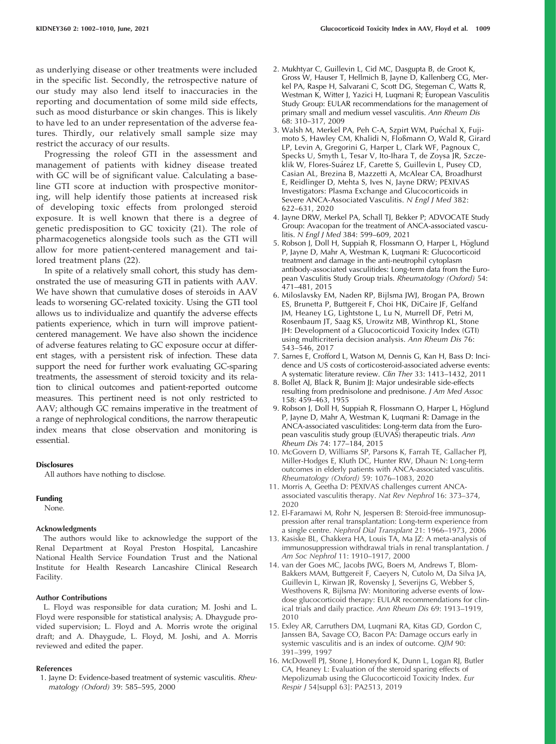as underlying disease or other treatments were included in the specific list. Secondly, the retrospective nature of our study may also lend itself to inaccuracies in the reporting and documentation of some mild side effects, such as mood disturbance or skin changes. This is likely to have led to an under representation of the adverse features. Thirdly, our relatively small sample size may restrict the accuracy of our results.

Progressing the roleof GTI in the assessment and management of patients with kidney disease treated with GC will be of significant value. Calculating a baseline GTI score at induction with prospective monitoring, will help identify those patients at increased risk of developing toxic effects from prolonged steroid exposure. It is well known that there is a degree of genetic predisposition to GC toxicity (21). The role of pharmacogenetics alongside tools such as the GTI will allow for more patient-centered management and tailored treatment plans (22).

In spite of a relatively small cohort, this study has demonstrated the use of measuring GTI in patients with AAV. We have shown that cumulative doses of steroids in AAV leads to worsening GC-related toxicity. Using the GTI tool allows us to individualize and quantify the adverse effects patients experience, which in turn will improve patient-centered management. We have also shown the incidence of adverse features relating to GC exposure occur at different stages, with a persistent risk of infection. These data support the need for further work evaluating GC-sparing treatments, the assessment of steroid toxicity and its relation to clinical outcomes and patient-reported outcome measures. This pertinent need is not only restricted to AAV; although GC remains imperative in the treatment of a range of nephrological conditions, the narrow therapeutic index means that close observation and monitoring is essential.

#### Disclosures

All authors have nothing to disclose.

#### Funding

None.

#### Acknowledgments

The authors would like to acknowledge the support of the Renal Department at Royal Preston Hospital, Lancashire National Health Service Foundation Trust and the National Institute for Health Research Lancashire Clinical Research Facility.

#### Author Contributions

L. Floyd was responsible for data curation; M. Joshi and L. Floyd were responsible for statistical analysis; A. Dhaygude provided supervision; L. Floyd and A. Morris wrote the original draft; and A. Dhaygude, L. Floyd, M. Joshi, and A. Morris reviewed and edited the paper.

#### References

1. Jayne D: Evidence-based treatment of systemic vasculitis. *Rheumatology (Oxford)* 39: 585–595, 2000
2. Mukhtyar C, Guillevin L, Cid MC, Dasgupta B, de Groot K, Gross W, Hauser T, Hellmich B, Jayne D, Kallenberg CG, Merkel PA, Raspe H, Salvarani C, Scott DG, Stegeman C, Watts R, Westman K, Witter J, Yazici H, Luqmani R; European Vasculitis Study Group: EULAR recommendations for the management of primary small and medium vessel vasculitis. *Ann Rheum Dis* 68: 310–317, 2009
3. Walsh M, Merkel PA, Peh C-A, Szpirt WM, Puéchal X, Fujimoto S, Hawley CM, Khalidi N, Floßmann O, Wald R, Girard LP, Levin A, Gregorini G, Harper L, Clark WF, Pagnoux C, Specks U, Smyth L, Tesar V, Ito-Ihara T, de Zoysa JR, Szczeklik W, Flores-Suárez LF, Carette S, Guillevin L, Pusey CD, Casian AL, Brezina B, Mazzetti A, McAlear CA, Broadhurst E, Reidlinger D, Mehta S, Ives N, Jayne DRW; PEXIVAS Investigators: Plasma Exchange and Glucocorticoids in Severe ANCA-Associated Vasculitis. *N Engl J Med* 382: 622–631, 2020
4. Jayne DRW, Merkel PA, Schall TJ, Bekker P; ADVOCATE Study Group: Avacopan for the treatment of ANCA-associated vasculitis. *N Engl J Med* 384: 599–609, 2021
5. Robson J, Doll H, Suppiah R, Flossmann O, Harper L, Höglund P, Jayne D, Mahr A, Westman K, Luqmani R: Glucocorticoid treatment and damage in the anti-neutrophil cytoplasm antibody-associated vasculitides: Long-term data from the European Vasculitis Study Group trials. *Rheumatology (Oxford)* 54: 471–481, 2015
6. Miloslavsky EM, Naden RP, Bijlsma JWJ, Brogan PA, Brown ES, Brunetta P, Buttgereit F, Choi HK, DiCaire JF, Gelfand JM, Heaney LG, Lightstone L, Lu N, Murrell DF, Petri M, Rosenbaum JT, Saag KS, Urowitz MB, Winthrop KL, Stone JH: Development of a Glucocorticoid Toxicity Index (GTI) using multicriteria decision analysis. *Ann Rheum Dis* 76: 543–546, 2017
7. Sarnes E, Crofford L, Watson M, Dennis G, Kan H, Bass D: Incidence and US costs of corticosteroid-associated adverse events: A systematic literature review. *Clin Ther* 33: 1413–1432, 2011
8. Bollet AJ, Black R, Bunim JJ: Major undesirable side-effects resulting from prednisolone and prednisone. *J Am Med Assoc* 158: 459–463, 1955
9. Robson J, Doll H, Suppiah R, Flossmann O, Harper L, Höglund P, Jayne D, Mahr A, Westman K, Luqmani R: Damage in the ANCA-associated vasculitides: Long-term data from the European vasculitis study group (EUVAS) therapeutic trials. *Ann Rheum Dis* 74: 177–184, 2015
10. McGovern D, Williams SP, Parsons K, Farrah TE, Gallacher PJ, Miller-Hodges E, Kluth DC, Hunter RW, Dhaun N: Long-term outcomes in elderly patients with ANCA-associated vasculitis. *Rheumatology (Oxford)* 59: 1076–1083, 2020
11. Morris A, Geetha D: PEXIVAS challenges current ANCA-associated vasculitis therapy. *Nat Rev Nephrol* 16: 373–374, 2020
12. El-Faramawi M, Rohr N, Jespersen B: Steroid-free immunosuppression after renal transplantation: Long-term experience from a single centre. *Nephrol Dial Transplant* 21: 1966–1973, 2006
13. Kasiske BL, Chakkera HA, Louis TA, Ma JZ: A meta-analysis of immunosuppression withdrawal trials in renal transplantation. *J Am Soc Nephrol* 11: 1910–1917, 2000
14. van der Goes MC, Jacobs JWG, Boers M, Andrews T, Blom-Bakkers MAM, Buttgereit F, Caeyers N, Cutolo M, Da Silva JA, Guillevin L, Kirwan JR, Rovensky J, Severijns G, Webber S, Westhovens R, Bijlsma JW: Monitoring adverse events of low-dose glucocorticoid therapy: EULAR recommendations for clinical trials and daily practice. *Ann Rheum Dis* 69: 1913–1919, 2010
15. Exley AR, Carruthers DM, Luqmani RA, Kitas GD, Gordon C, Janssen BA, Savage CO, Bacon PA: Damage occurs early in systemic vasculitis and is an index of outcome. *QJM* 90: 391–399, 1997
16. McDowell PJ, Stone J, Honeyford K, Dunn L, Logan RJ, Butler CA, Heaney L: Evaluation of the steroid sparing effects of Mepolizumab using the Glucocorticoid Toxicity Index. *Eur Respir J* 54[suppl 63]: PA2513, 2019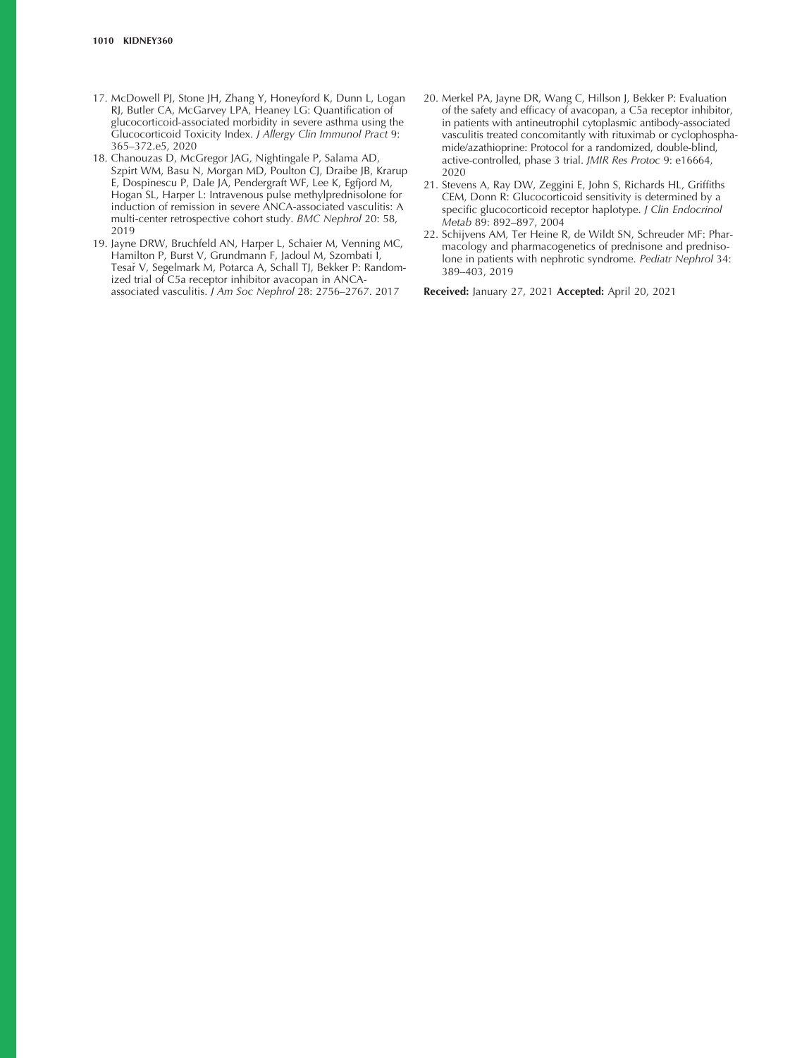17. McDowell PJ, Stone JH, Zhang Y, Honeyford K, Dunn L, Logan RJ, Butler CA, McGarvey LPA, Heaney LG: Quantification of glucocorticoid-associated morbidity in severe asthma using the Glucocorticoid Toxicity Index. *J Allergy Clin Immunol Pract* 9: 365–372.e5, 2020
18. Chanouzas D, McGregor JAG, Nightingale P, Salama AD, Szpirt WM, Basu N, Morgan MD, Poulton CJ, Draibe JB, Krarup E, Dospinescu P, Dale JA, Pendergraft WF, Lee K, Egfjord M, Hogan SL, Harper L: Intravenous pulse methylprednisolone for induction of remission in severe ANCA-associated vasculitis: A multi-center retrospective cohort study. *BMC Nephrol* 20: 58, 2019
19. Jayne DRW, Bruchfeld AN, Harper L, Schaier M, Venning MC, Hamilton P, Burst V, Grundmann F, Jadoul M, Szombati I, Tesař V, Segelmark M, Potarca A, Schall TJ, Bekker P: Randomized trial of C5a receptor inhibitor avacopan in ANCA-associated vasculitis. *J Am Soc Nephrol* 28: 2756–2767. 2017
20. Merkel PA, Jayne DR, Wang C, Hillson J, Bekker P: Evaluation of the safety and efficacy of avacopan, a C5a receptor inhibitor, in patients with antineutrophil cytoplasmic antibody-associated vasculitis treated concomitantly with rituximab or cyclophosphamide/azathioprine: Protocol for a randomized, double-blind, active-controlled, phase 3 trial. *JMIR Res Protoc* 9: e16664, 2020
21. Stevens A, Ray DW, Zeggini E, John S, Richards HL, Griffiths CEM, Donn R: Glucocorticoid sensitivity is determined by a specific glucocorticoid receptor haplotype. *J Clin Endocrinol Metab* 89: 892–897, 2004
22. Schijvens AM, Ter Heine R, de Wildt SN, Schreuder MF: Pharmacology and pharmacogenetics of prednisone and prednisolone in patients with nephrotic syndrome. *Pediatr Nephrol* 34: 389–403, 2019

**Received:** January 27, 2021 **Accepted:** April 20, 2021